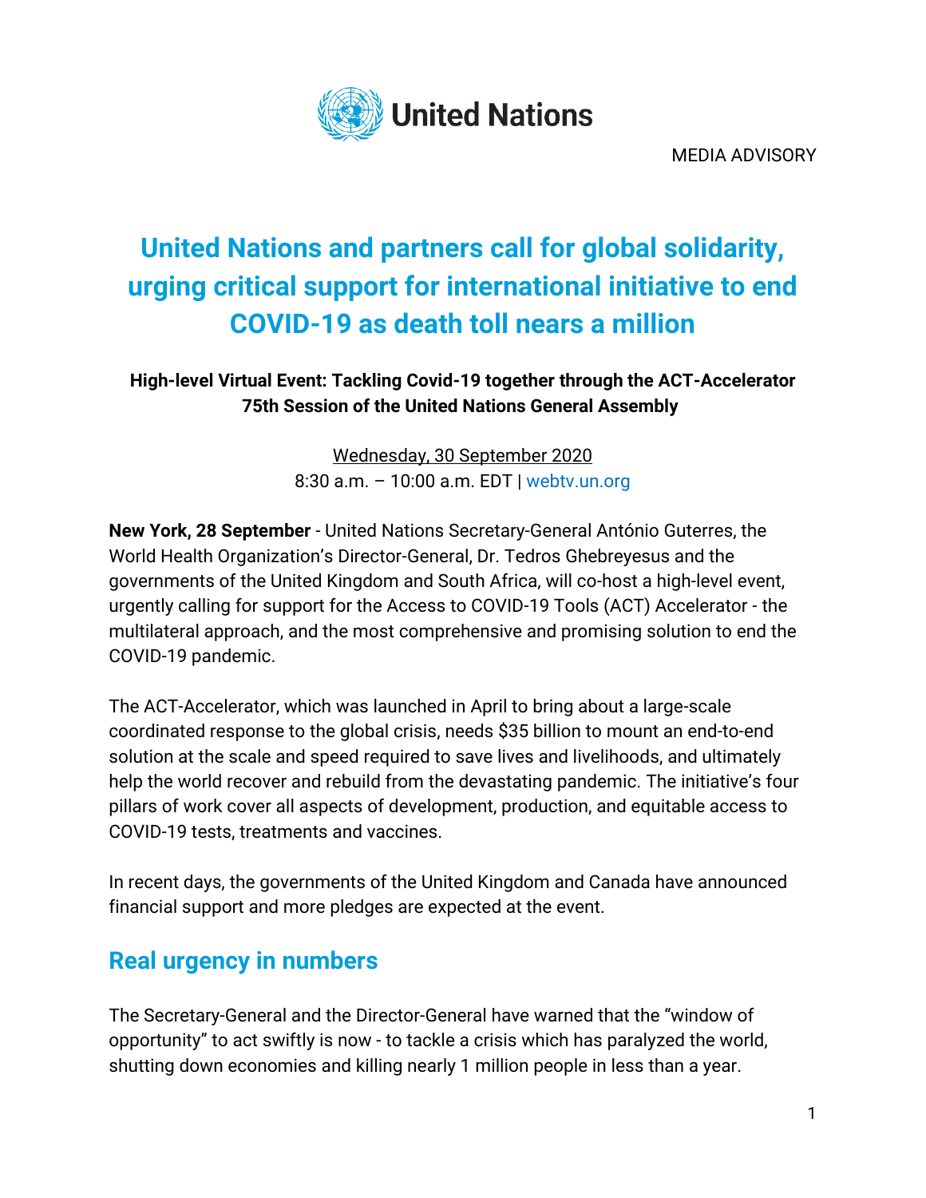United Nations

MEDIA ADVISORY

# United Nations and partners call for global solidarity, urging critical support for international initiative to end COVID-19 as death toll nears a million

**High-level Virtual Event: Tackling Covid-19 together through the ACT-Accelerator**
**75th Session of the United Nations General Assembly**

Wednesday, 30 September 2020
8:30 a.m. – 10:00 a.m. EDT | webtv.un.org

**New York, 28 September** - United Nations Secretary-General António Guterres, the World Health Organization's Director-General, Dr. Tedros Ghebreyesus and the governments of the United Kingdom and South Africa, will co-host a high-level event, urgently calling for support for the Access to COVID-19 Tools (ACT) Accelerator - the multilateral approach, and the most comprehensive and promising solution to end the COVID-19 pandemic.

The ACT-Accelerator, which was launched in April to bring about a large-scale coordinated response to the global crisis, needs $35 billion to mount an end-to-end solution at the scale and speed required to save lives and livelihoods, and ultimately help the world recover and rebuild from the devastating pandemic. The initiative's four pillars of work cover all aspects of development, production, and equitable access to COVID-19 tests, treatments and vaccines.

In recent days, the governments of the United Kingdom and Canada have announced financial support and more pledges are expected at the event.

## Real urgency in numbers

The Secretary-General and the Director-General have warned that the "window of opportunity" to act swiftly is now - to tackle a crisis which has paralyzed the world, shutting down economies and killing nearly 1 million people in less than a year.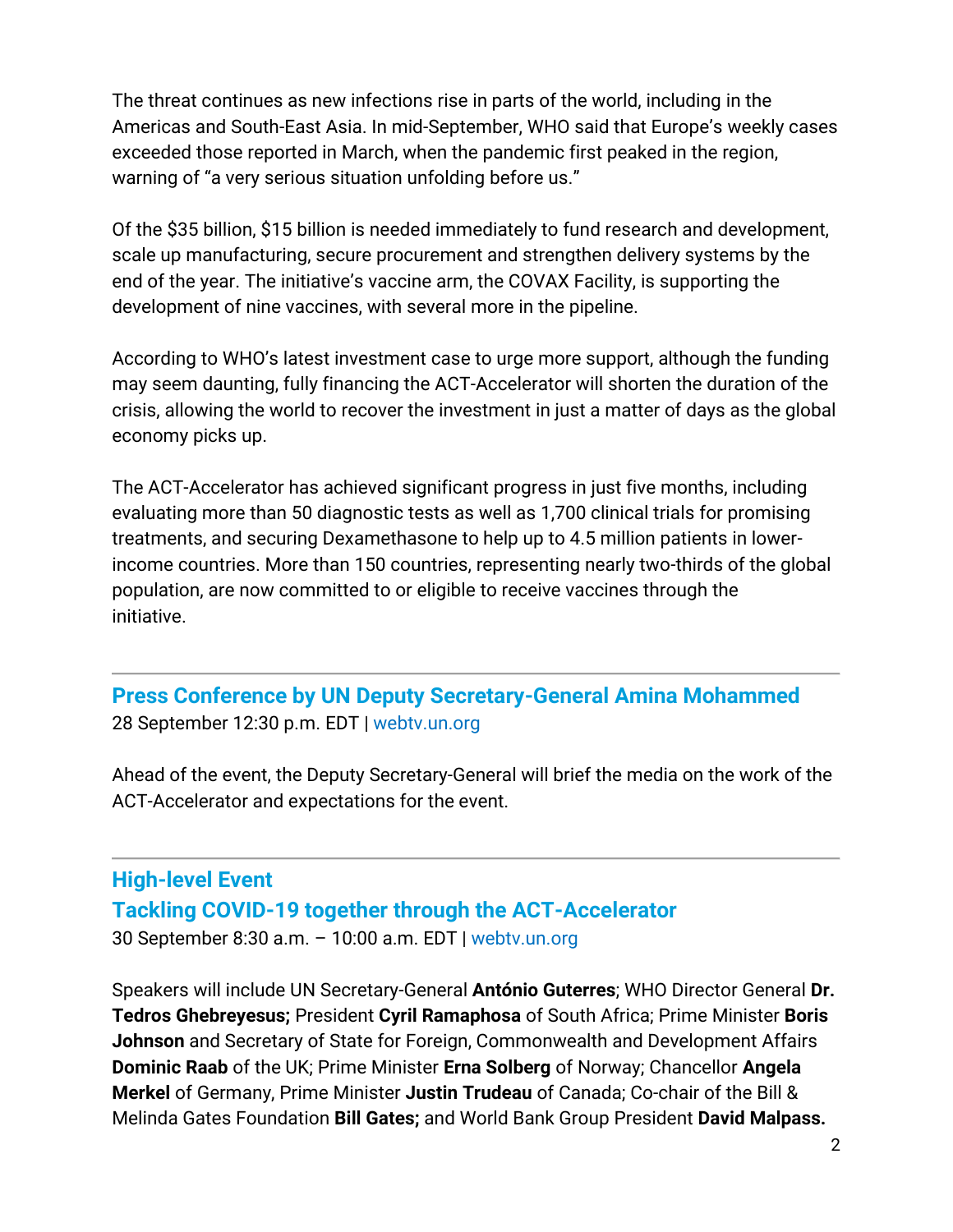The threat continues as new infections rise in parts of the world, including in the Americas and South-East Asia. In mid-September, WHO said that Europe's weekly cases exceeded those reported in March, when the pandemic first peaked in the region, warning of "a very serious situation unfolding before us."

Of the $35 billion, $15 billion is needed immediately to fund research and development, scale up manufacturing, secure procurement and strengthen delivery systems by the end of the year. The initiative's vaccine arm, the COVAX Facility, is supporting the development of nine vaccines, with several more in the pipeline.

According to WHO's latest investment case to urge more support, although the funding may seem daunting, fully financing the ACT-Accelerator will shorten the duration of the crisis, allowing the world to recover the investment in just a matter of days as the global economy picks up.

The ACT-Accelerator has achieved significant progress in just five months, including evaluating more than 50 diagnostic tests as well as 1,700 clinical trials for promising treatments, and securing Dexamethasone to help up to 4.5 million patients in lower-income countries. More than 150 countries, representing nearly two-thirds of the global population, are now committed to or eligible to receive vaccines through the initiative.

---

## Press Conference by UN Deputy Secretary-General Amina Mohammed

28 September 12:30 p.m. EDT | webtv.un.org

Ahead of the event, the Deputy Secretary-General will brief the media on the work of the ACT-Accelerator and expectations for the event.

---

## High-level Event
## Tackling COVID-19 together through the ACT-Accelerator

30 September 8:30 a.m. – 10:00 a.m. EDT | webtv.un.org

Speakers will include UN Secretary-General **António Guterres**; WHO Director General **Dr. Tedros Ghebreyesus;** President **Cyril Ramaphosa** of South Africa; Prime Minister **Boris Johnson** and Secretary of State for Foreign, Commonwealth and Development Affairs **Dominic Raab** of the UK; Prime Minister **Erna Solberg** of Norway; Chancellor **Angela Merkel** of Germany, Prime Minister **Justin Trudeau** of Canada; Co-chair of the Bill & Melinda Gates Foundation **Bill Gates;** and World Bank Group President **David Malpass.**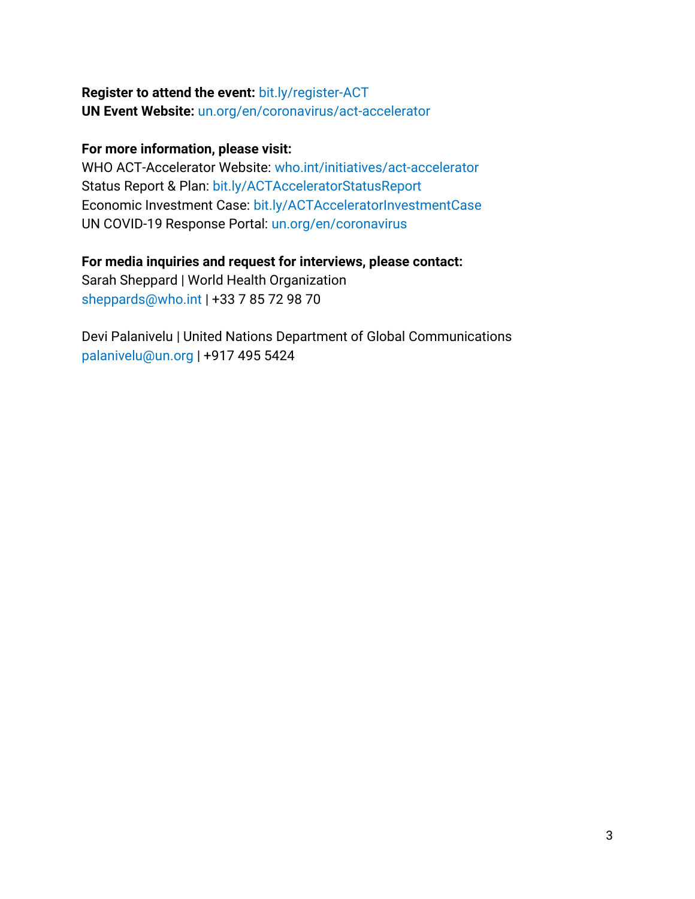**Register to attend the event:** bit.ly/register-ACT
**UN Event Website:** un.org/en/coronavirus/act-accelerator

**For more information, please visit:**
WHO ACT-Accelerator Website: who.int/initiatives/act-accelerator
Status Report & Plan: bit.ly/ACTAcceleratorStatusReport
Economic Investment Case: bit.ly/ACTAcceleratorInvestmentCase
UN COVID-19 Response Portal: un.org/en/coronavirus

**For media inquiries and request for interviews, please contact:**
Sarah Sheppard | World Health Organization
sheppards@who.int | +33 7 85 72 98 70

Devi Palanivelu | United Nations Department of Global Communications
palanivelu@un.org | +917 495 5424